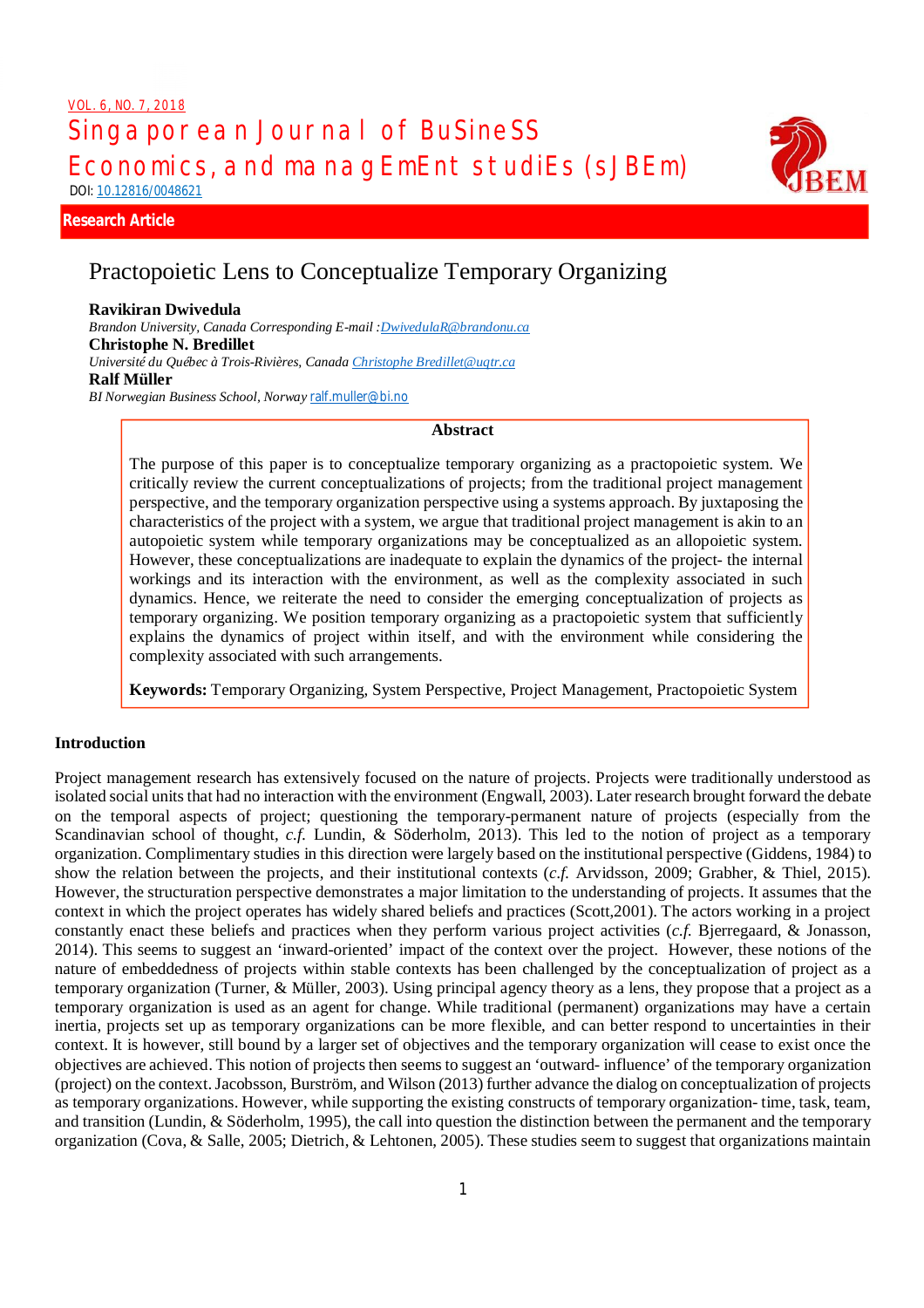VOL. 6, NO. 7, 2018

Singaporean Journal of Business Economics, and management Studies (SJBEm)

DOI: 10.12816/0048621

Research Article

# Practopoietic Lens to Conceptualize Temporary Organizing

**Ravikiran Dwivedula**
*Brandon University, Canada Corresponding E-mail :*DwivedulaR@brandonu.ca

**Christophe N. Bredillet**
*Université du Québec à Trois-Rivières, Canada* Christophe Bredillet@uqtr.ca

**Ralf Müller**
*BI Norwegian Business School, Norway* ralf.muller@bi.no

**Abstract**

The purpose of this paper is to conceptualize temporary organizing as a practopoietic system. We critically review the current conceptualizations of projects; from the traditional project management perspective, and the temporary organization perspective using a systems approach. By juxtaposing the characteristics of the project with a system, we argue that traditional project management is akin to an autopoietic system while temporary organizations may be conceptualized as an allopoietic system. However, these conceptualizations are inadequate to explain the dynamics of the project- the internal workings and its interaction with the environment, as well as the complexity associated in such dynamics. Hence, we reiterate the need to consider the emerging conceptualization of projects as temporary organizing. We position temporary organizing as a practopoietic system that sufficiently explains the dynamics of project within itself, and with the environment while considering the complexity associated with such arrangements.

**Keywords:** Temporary Organizing, System Perspective, Project Management, Practopoietic System

## Introduction

Project management research has extensively focused on the nature of projects. Projects were traditionally understood as isolated social units that had no interaction with the environment (Engwall, 2003). Later research brought forward the debate on the temporal aspects of project; questioning the temporary-permanent nature of projects (especially from the Scandinavian school of thought, *c.f.* Lundin, & Söderholm, 2013). This led to the notion of project as a temporary organization. Complimentary studies in this direction were largely based on the institutional perspective (Giddens, 1984) to show the relation between the projects, and their institutional contexts (*c.f.* Arvidsson, 2009; Grabher, & Thiel, 2015). However, the structuration perspective demonstrates a major limitation to the understanding of projects. It assumes that the context in which the project operates has widely shared beliefs and practices (Scott,2001). The actors working in a project constantly enact these beliefs and practices when they perform various project activities (*c.f.* Bjerregaard, & Jonasson, 2014). This seems to suggest an 'inward-oriented' impact of the context over the project. However, these notions of the nature of embeddedness of projects within stable contexts has been challenged by the conceptualization of project as a temporary organization (Turner, & Müller, 2003). Using principal agency theory as a lens, they propose that a project as a temporary organization is used as an agent for change. While traditional (permanent) organizations may have a certain inertia, projects set up as temporary organizations can be more flexible, and can better respond to uncertainties in their context. It is however, still bound by a larger set of objectives and the temporary organization will cease to exist once the objectives are achieved. This notion of projects then seems to suggest an 'outward- influence' of the temporary organization (project) on the context. Jacobsson, Burström, and Wilson (2013) further advance the dialog on conceptualization of projects as temporary organizations. However, while supporting the existing constructs of temporary organization- time, task, team, and transition (Lundin, & Söderholm, 1995), the call into question the distinction between the permanent and the temporary organization (Cova, & Salle, 2005; Dietrich, & Lehtonen, 2005). These studies seem to suggest that organizations maintain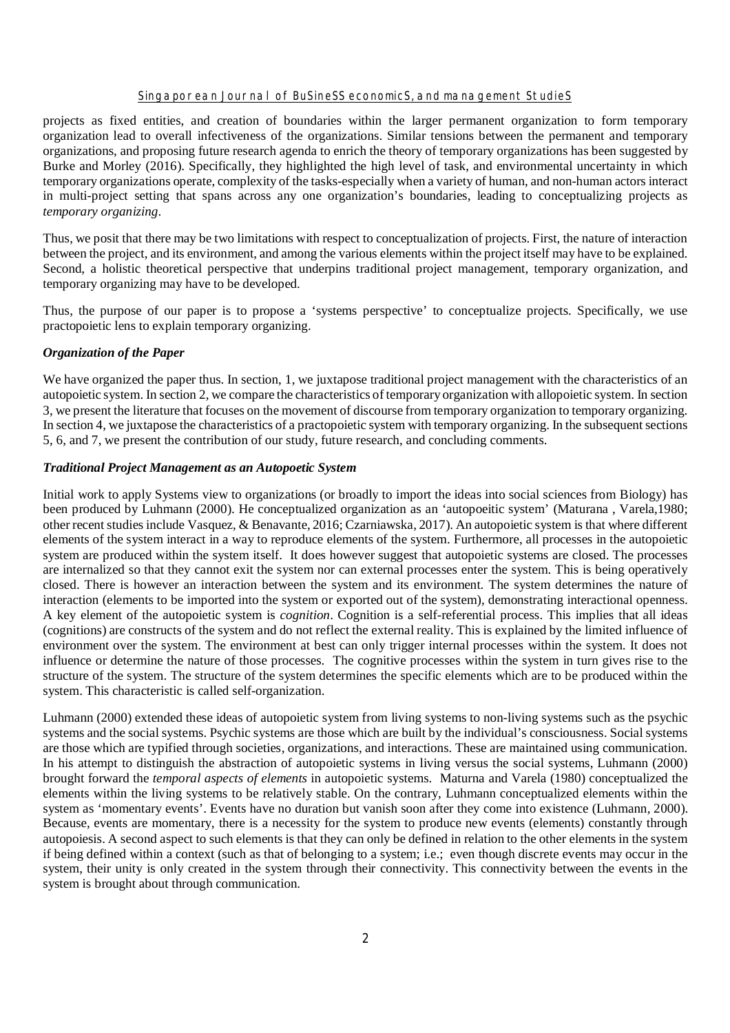projects as fixed entities, and creation of boundaries within the larger permanent organization to form temporary organization lead to overall infectiveness of the organizations. Similar tensions between the permanent and temporary organizations, and proposing future research agenda to enrich the theory of temporary organizations has been suggested by Burke and Morley (2016). Specifically, they highlighted the high level of task, and environmental uncertainty in which temporary organizations operate, complexity of the tasks-especially when a variety of human, and non-human actors interact in multi-project setting that spans across any one organization's boundaries, leading to conceptualizing projects as *temporary organizing*.

Thus, we posit that there may be two limitations with respect to conceptualization of projects. First, the nature of interaction between the project, and its environment, and among the various elements within the project itself may have to be explained. Second, a holistic theoretical perspective that underpins traditional project management, temporary organization, and temporary organizing may have to be developed.

Thus, the purpose of our paper is to propose a 'systems perspective' to conceptualize projects. Specifically, we use practopoietic lens to explain temporary organizing.

### *Organization of the Paper*

We have organized the paper thus. In section, 1, we juxtapose traditional project management with the characteristics of an autopoietic system. In section 2, we compare the characteristics of temporary organization with allopoietic system. In section 3, we present the literature that focuses on the movement of discourse from temporary organization to temporary organizing. In section 4, we juxtapose the characteristics of a practopoietic system with temporary organizing. In the subsequent sections 5, 6, and 7, we present the contribution of our study, future research, and concluding comments.

### *Traditional Project Management as an Autopoetic System*

Initial work to apply Systems view to organizations (or broadly to import the ideas into social sciences from Biology) has been produced by Luhmann (2000). He conceptualized organization as an 'autopoeitic system' (Maturana , Varela,1980; other recent studies include Vasquez, & Benavante, 2016; Czarniawska, 2017). An autopoietic system is that where different elements of the system interact in a way to reproduce elements of the system. Furthermore, all processes in the autopoietic system are produced within the system itself. It does however suggest that autopoietic systems are closed. The processes are internalized so that they cannot exit the system nor can external processes enter the system. This is being operatively closed. There is however an interaction between the system and its environment. The system determines the nature of interaction (elements to be imported into the system or exported out of the system), demonstrating interactional openness. A key element of the autopoietic system is *cognition*. Cognition is a self-referential process. This implies that all ideas (cognitions) are constructs of the system and do not reflect the external reality. This is explained by the limited influence of environment over the system. The environment at best can only trigger internal processes within the system. It does not influence or determine the nature of those processes. The cognitive processes within the system in turn gives rise to the structure of the system. The structure of the system determines the specific elements which are to be produced within the system. This characteristic is called self-organization.

Luhmann (2000) extended these ideas of autopoietic system from living systems to non-living systems such as the psychic systems and the social systems. Psychic systems are those which are built by the individual's consciousness. Social systems are those which are typified through societies, organizations, and interactions. These are maintained using communication. In his attempt to distinguish the abstraction of autopoietic systems in living versus the social systems, Luhmann (2000) brought forward the *temporal aspects of elements* in autopoietic systems. Maturna and Varela (1980) conceptualized the elements within the living systems to be relatively stable. On the contrary, Luhmann conceptualized elements within the system as 'momentary events'. Events have no duration but vanish soon after they come into existence (Luhmann, 2000). Because, events are momentary, there is a necessity for the system to produce new events (elements) constantly through autopoiesis. A second aspect to such elements is that they can only be defined in relation to the other elements in the system if being defined within a context (such as that of belonging to a system; i.e.; even though discrete events may occur in the system, their unity is only created in the system through their connectivity. This connectivity between the events in the system is brought about through communication.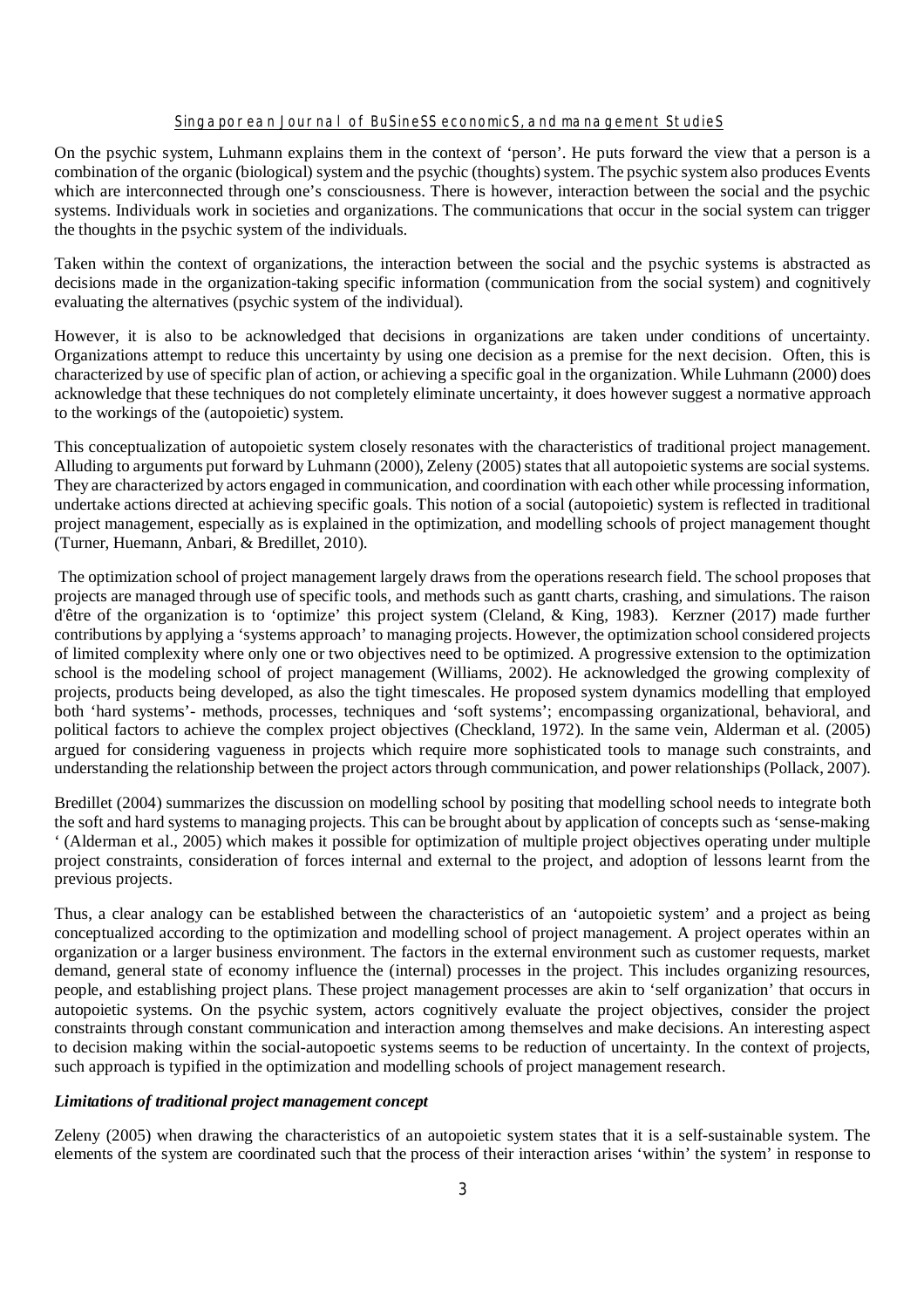On the psychic system, Luhmann explains them in the context of 'person'. He puts forward the view that a person is a combination of the organic (biological) system and the psychic (thoughts) system. The psychic system also produces Events which are interconnected through one's consciousness. There is however, interaction between the social and the psychic systems. Individuals work in societies and organizations. The communications that occur in the social system can trigger the thoughts in the psychic system of the individuals.

Taken within the context of organizations, the interaction between the social and the psychic systems is abstracted as decisions made in the organization-taking specific information (communication from the social system) and cognitively evaluating the alternatives (psychic system of the individual).

However, it is also to be acknowledged that decisions in organizations are taken under conditions of uncertainty. Organizations attempt to reduce this uncertainty by using one decision as a premise for the next decision. Often, this is characterized by use of specific plan of action, or achieving a specific goal in the organization. While Luhmann (2000) does acknowledge that these techniques do not completely eliminate uncertainty, it does however suggest a normative approach to the workings of the (autopoietic) system.

This conceptualization of autopoietic system closely resonates with the characteristics of traditional project management. Alluding to arguments put forward by Luhmann (2000), Zeleny (2005) states that all autopoietic systems are social systems. They are characterized by actors engaged in communication, and coordination with each other while processing information, undertake actions directed at achieving specific goals. This notion of a social (autopoietic) system is reflected in traditional project management, especially as is explained in the optimization, and modelling schools of project management thought (Turner, Huemann, Anbari, & Bredillet, 2010).

The optimization school of project management largely draws from the operations research field. The school proposes that projects are managed through use of specific tools, and methods such as gantt charts, crashing, and simulations. The raison d'être of the organization is to 'optimize' this project system (Cleland, & King, 1983). Kerzner (2017) made further contributions by applying a 'systems approach' to managing projects. However, the optimization school considered projects of limited complexity where only one or two objectives need to be optimized. A progressive extension to the optimization school is the modeling school of project management (Williams, 2002). He acknowledged the growing complexity of projects, products being developed, as also the tight timescales. He proposed system dynamics modelling that employed both 'hard systems'- methods, processes, techniques and 'soft systems'; encompassing organizational, behavioral, and political factors to achieve the complex project objectives (Checkland, 1972). In the same vein, Alderman et al. (2005) argued for considering vagueness in projects which require more sophisticated tools to manage such constraints, and understanding the relationship between the project actors through communication, and power relationships (Pollack, 2007).

Bredillet (2004) summarizes the discussion on modelling school by positing that modelling school needs to integrate both the soft and hard systems to managing projects. This can be brought about by application of concepts such as 'sense-making ' (Alderman et al., 2005) which makes it possible for optimization of multiple project objectives operating under multiple project constraints, consideration of forces internal and external to the project, and adoption of lessons learnt from the previous projects.

Thus, a clear analogy can be established between the characteristics of an 'autopoietic system' and a project as being conceptualized according to the optimization and modelling school of project management. A project operates within an organization or a larger business environment. The factors in the external environment such as customer requests, market demand, general state of economy influence the (internal) processes in the project. This includes organizing resources, people, and establishing project plans. These project management processes are akin to 'self organization' that occurs in autopoietic systems. On the psychic system, actors cognitively evaluate the project objectives, consider the project constraints through constant communication and interaction among themselves and make decisions. An interesting aspect to decision making within the social-autopoetic systems seems to be reduction of uncertainty. In the context of projects, such approach is typified in the optimization and modelling schools of project management research.

***Limitations of traditional project management concept***

Zeleny (2005) when drawing the characteristics of an autopoietic system states that it is a self-sustainable system. The elements of the system are coordinated such that the process of their interaction arises 'within' the system' in response to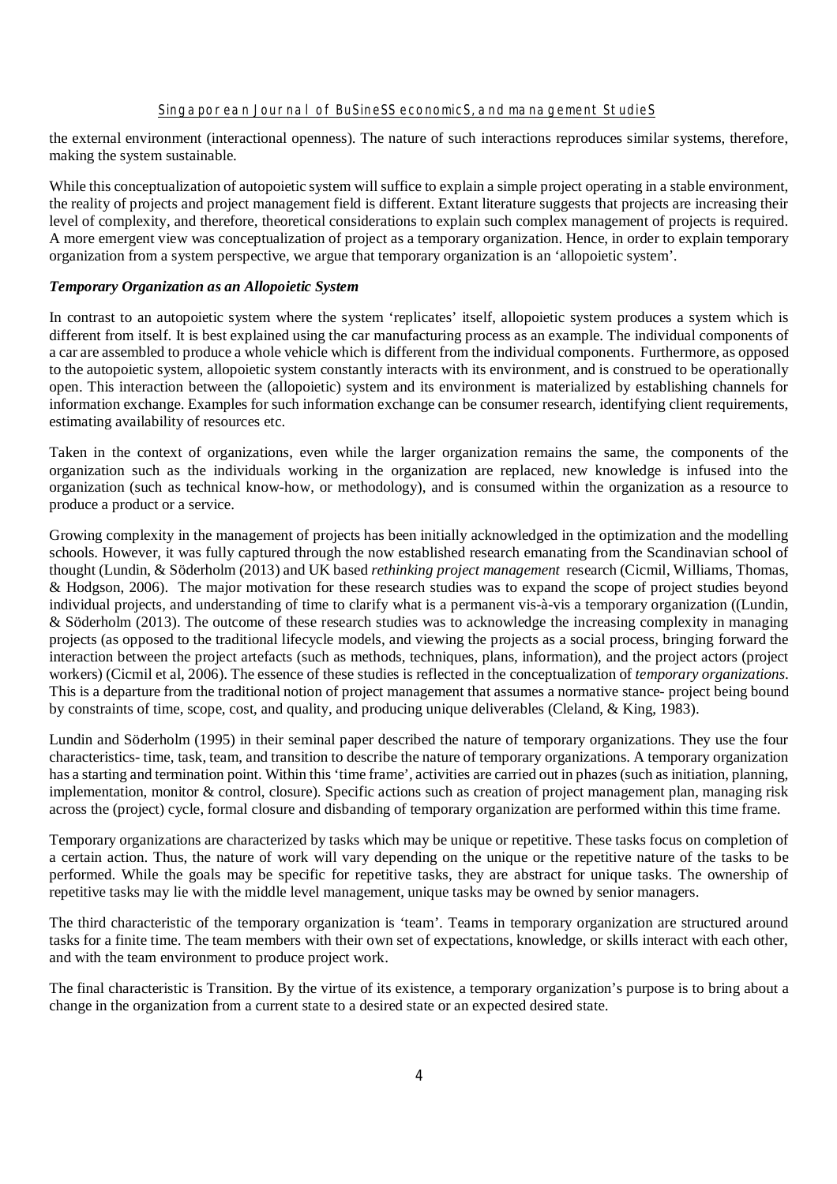the external environment (interactional openness). The nature of such interactions reproduces similar systems, therefore, making the system sustainable.

While this conceptualization of autopoietic system will suffice to explain a simple project operating in a stable environment, the reality of projects and project management field is different. Extant literature suggests that projects are increasing their level of complexity, and therefore, theoretical considerations to explain such complex management of projects is required. A more emergent view was conceptualization of project as a temporary organization. Hence, in order to explain temporary organization from a system perspective, we argue that temporary organization is an 'allopoietic system'.

***Temporary Organization as an Allopoietic System***

In contrast to an autopoietic system where the system 'replicates' itself, allopoietic system produces a system which is different from itself. It is best explained using the car manufacturing process as an example. The individual components of a car are assembled to produce a whole vehicle which is different from the individual components. Furthermore, as opposed to the autopoietic system, allopoietic system constantly interacts with its environment, and is construed to be operationally open. This interaction between the (allopoietic) system and its environment is materialized by establishing channels for information exchange. Examples for such information exchange can be consumer research, identifying client requirements, estimating availability of resources etc.

Taken in the context of organizations, even while the larger organization remains the same, the components of the organization such as the individuals working in the organization are replaced, new knowledge is infused into the organization (such as technical know-how, or methodology), and is consumed within the organization as a resource to produce a product or a service.

Growing complexity in the management of projects has been initially acknowledged in the optimization and the modelling schools. However, it was fully captured through the now established research emanating from the Scandinavian school of thought (Lundin, & Söderholm (2013) and UK based *rethinking project management* research (Cicmil, Williams, Thomas, & Hodgson, 2006). The major motivation for these research studies was to expand the scope of project studies beyond individual projects, and understanding of time to clarify what is a permanent vis-à-vis a temporary organization ((Lundin, & Söderholm (2013). The outcome of these research studies was to acknowledge the increasing complexity in managing projects (as opposed to the traditional lifecycle models, and viewing the projects as a social process, bringing forward the interaction between the project artefacts (such as methods, techniques, plans, information), and the project actors (project workers) (Cicmil et al, 2006). The essence of these studies is reflected in the conceptualization of *temporary organizations*. This is a departure from the traditional notion of project management that assumes a normative stance- project being bound by constraints of time, scope, cost, and quality, and producing unique deliverables (Cleland, & King, 1983).

Lundin and Söderholm (1995) in their seminal paper described the nature of temporary organizations. They use the four characteristics- time, task, team, and transition to describe the nature of temporary organizations. A temporary organization has a starting and termination point. Within this 'time frame', activities are carried out in phazes (such as initiation, planning, implementation, monitor & control, closure). Specific actions such as creation of project management plan, managing risk across the (project) cycle, formal closure and disbanding of temporary organization are performed within this time frame.

Temporary organizations are characterized by tasks which may be unique or repetitive. These tasks focus on completion of a certain action. Thus, the nature of work will vary depending on the unique or the repetitive nature of the tasks to be performed. While the goals may be specific for repetitive tasks, they are abstract for unique tasks. The ownership of repetitive tasks may lie with the middle level management, unique tasks may be owned by senior managers.

The third characteristic of the temporary organization is 'team'. Teams in temporary organization are structured around tasks for a finite time. The team members with their own set of expectations, knowledge, or skills interact with each other, and with the team environment to produce project work.

The final characteristic is Transition. By the virtue of its existence, a temporary organization's purpose is to bring about a change in the organization from a current state to a desired state or an expected desired state.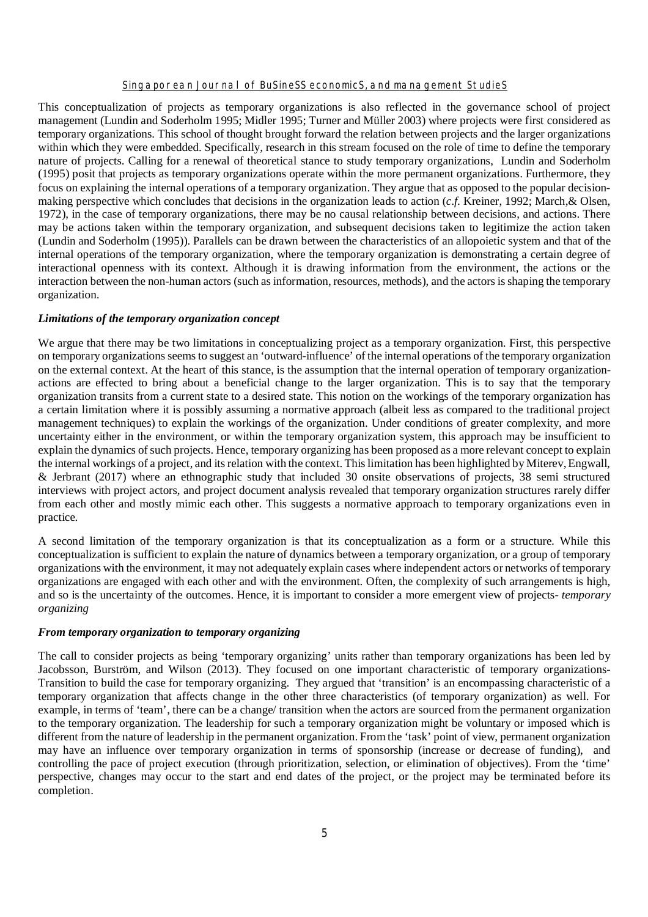This conceptualization of projects as temporary organizations is also reflected in the governance school of project management (Lundin and Soderholm 1995; Midler 1995; Turner and Müller 2003) where projects were first considered as temporary organizations. This school of thought brought forward the relation between projects and the larger organizations within which they were embedded. Specifically, research in this stream focused on the role of time to define the temporary nature of projects. Calling for a renewal of theoretical stance to study temporary organizations, Lundin and Soderholm (1995) posit that projects as temporary organizations operate within the more permanent organizations. Furthermore, they focus on explaining the internal operations of a temporary organization. They argue that as opposed to the popular decision-making perspective which concludes that decisions in the organization leads to action (*c.f.* Kreiner, 1992; March,& Olsen, 1972), in the case of temporary organizations, there may be no causal relationship between decisions, and actions. There may be actions taken within the temporary organization, and subsequent decisions taken to legitimize the action taken (Lundin and Soderholm (1995)). Parallels can be drawn between the characteristics of an allopoietic system and that of the internal operations of the temporary organization, where the temporary organization is demonstrating a certain degree of interactional openness with its context. Although it is drawing information from the environment, the actions or the interaction between the non-human actors (such as information, resources, methods), and the actors is shaping the temporary organization.

### *Limitations of the temporary organization concept*

We argue that there may be two limitations in conceptualizing project as a temporary organization. First, this perspective on temporary organizations seems to suggest an 'outward-influence' of the internal operations of the temporary organization on the external context. At the heart of this stance, is the assumption that the internal operation of temporary organization-actions are effected to bring about a beneficial change to the larger organization. This is to say that the temporary organization transits from a current state to a desired state. This notion on the workings of the temporary organization has a certain limitation where it is possibly assuming a normative approach (albeit less as compared to the traditional project management techniques) to explain the workings of the organization. Under conditions of greater complexity, and more uncertainty either in the environment, or within the temporary organization system, this approach may be insufficient to explain the dynamics of such projects. Hence, temporary organizing has been proposed as a more relevant concept to explain the internal workings of a project, and its relation with the context. This limitation has been highlighted by Miterev, Engwall, & Jerbrant (2017) where an ethnographic study that included 30 onsite observations of projects, 38 semi structured interviews with project actors, and project document analysis revealed that temporary organization structures rarely differ from each other and mostly mimic each other. This suggests a normative approach to temporary organizations even in practice.

A second limitation of the temporary organization is that its conceptualization as a form or a structure. While this conceptualization is sufficient to explain the nature of dynamics between a temporary organization, or a group of temporary organizations with the environment, it may not adequately explain cases where independent actors or networks of temporary organizations are engaged with each other and with the environment. Often, the complexity of such arrangements is high, and so is the uncertainty of the outcomes. Hence, it is important to consider a more emergent view of projects- *temporary organizing*

### *From temporary organization to temporary organizing*

The call to consider projects as being 'temporary organizing' units rather than temporary organizations has been led by Jacobsson, Burström, and Wilson (2013). They focused on one important characteristic of temporary organizations- Transition to build the case for temporary organizing. They argued that 'transition' is an encompassing characteristic of a temporary organization that affects change in the other three characteristics (of temporary organization) as well. For example, in terms of 'team', there can be a change/ transition when the actors are sourced from the permanent organization to the temporary organization. The leadership for such a temporary organization might be voluntary or imposed which is different from the nature of leadership in the permanent organization. From the 'task' point of view, permanent organization may have an influence over temporary organization in terms of sponsorship (increase or decrease of funding), and controlling the pace of project execution (through prioritization, selection, or elimination of objectives). From the 'time' perspective, changes may occur to the start and end dates of the project, or the project may be terminated before its completion.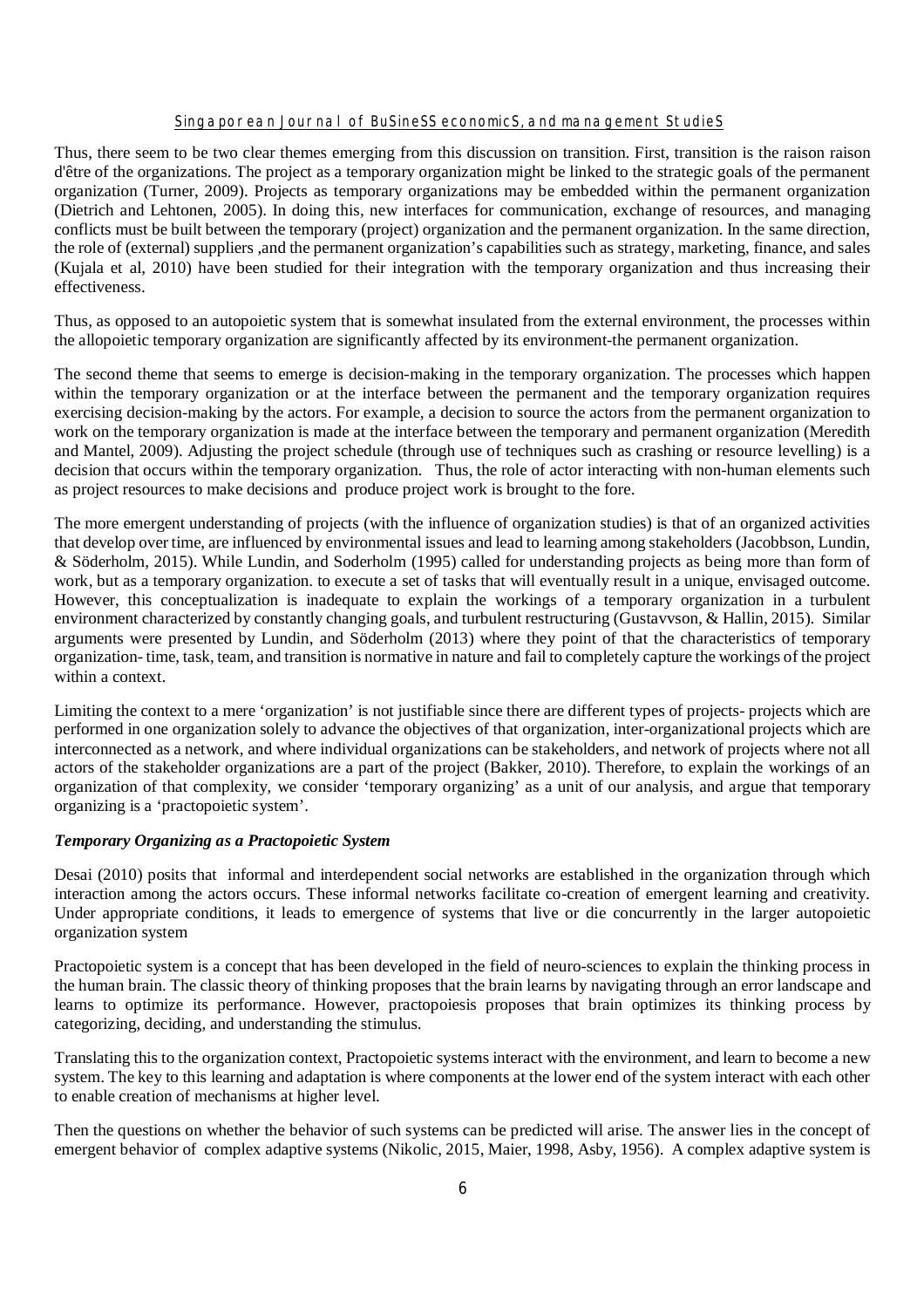Thus, there seem to be two clear themes emerging from this discussion on transition. First, transition is the raison raison d'être of the organizations. The project as a temporary organization might be linked to the strategic goals of the permanent organization (Turner, 2009). Projects as temporary organizations may be embedded within the permanent organization (Dietrich and Lehtonen, 2005). In doing this, new interfaces for communication, exchange of resources, and managing conflicts must be built between the temporary (project) organization and the permanent organization. In the same direction, the role of (external) suppliers ,and the permanent organization's capabilities such as strategy, marketing, finance, and sales (Kujala et al, 2010) have been studied for their integration with the temporary organization and thus increasing their effectiveness.

Thus, as opposed to an autopoietic system that is somewhat insulated from the external environment, the processes within the allopoietic temporary organization are significantly affected by its environment-the permanent organization.

The second theme that seems to emerge is decision-making in the temporary organization. The processes which happen within the temporary organization or at the interface between the permanent and the temporary organization requires exercising decision-making by the actors. For example, a decision to source the actors from the permanent organization to work on the temporary organization is made at the interface between the temporary and permanent organization (Meredith and Mantel, 2009). Adjusting the project schedule (through use of techniques such as crashing or resource levelling) is a decision that occurs within the temporary organization. Thus, the role of actor interacting with non-human elements such as project resources to make decisions and produce project work is brought to the fore.

The more emergent understanding of projects (with the influence of organization studies) is that of an organized activities that develop over time, are influenced by environmental issues and lead to learning among stakeholders (Jacobbson, Lundin, & Söderholm, 2015). While Lundin, and Soderholm (1995) called for understanding projects as being more than form of work, but as a temporary organization. to execute a set of tasks that will eventually result in a unique, envisaged outcome. However, this conceptualization is inadequate to explain the workings of a temporary organization in a turbulent environment characterized by constantly changing goals, and turbulent restructuring (Gustavvson, & Hallin, 2015). Similar arguments were presented by Lundin, and Söderholm (2013) where they point of that the characteristics of temporary organization- time, task, team, and transition is normative in nature and fail to completely capture the workings of the project within a context.

Limiting the context to a mere 'organization' is not justifiable since there are different types of projects- projects which are performed in one organization solely to advance the objectives of that organization, inter-organizational projects which are interconnected as a network, and where individual organizations can be stakeholders, and network of projects where not all actors of the stakeholder organizations are a part of the project (Bakker, 2010). Therefore, to explain the workings of an organization of that complexity, we consider 'temporary organizing' as a unit of our analysis, and argue that temporary organizing is a 'practopoietic system'.

### *Temporary Organizing as a Practopoietic System*

Desai (2010) posits that informal and interdependent social networks are established in the organization through which interaction among the actors occurs. These informal networks facilitate co-creation of emergent learning and creativity. Under appropriate conditions, it leads to emergence of systems that live or die concurrently in the larger autopoietic organization system

Practopoietic system is a concept that has been developed in the field of neuro-sciences to explain the thinking process in the human brain. The classic theory of thinking proposes that the brain learns by navigating through an error landscape and learns to optimize its performance. However, practopoiesis proposes that brain optimizes its thinking process by categorizing, deciding, and understanding the stimulus.

Translating this to the organization context, Practopoietic systems interact with the environment, and learn to become a new system. The key to this learning and adaptation is where components at the lower end of the system interact with each other to enable creation of mechanisms at higher level.

Then the questions on whether the behavior of such systems can be predicted will arise. The answer lies in the concept of emergent behavior of complex adaptive systems (Nikolic, 2015, Maier, 1998, Asby, 1956). A complex adaptive system is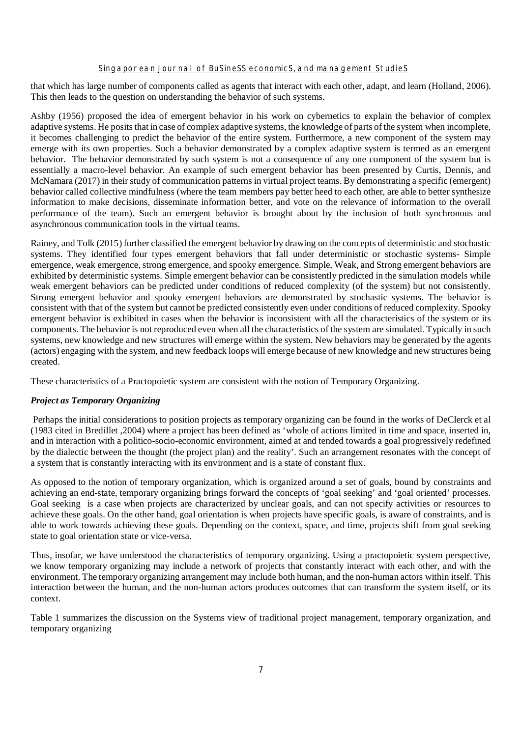that which has large number of components called as agents that interact with each other, adapt, and learn (Holland, 2006). This then leads to the question on understanding the behavior of such systems.

Ashby (1956) proposed the idea of emergent behavior in his work on cybernetics to explain the behavior of complex adaptive systems. He posits that in case of complex adaptive systems, the knowledge of parts of the system when incomplete, it becomes challenging to predict the behavior of the entire system. Furthermore, a new component of the system may emerge with its own properties. Such a behavior demonstrated by a complex adaptive system is termed as an emergent behavior. The behavior demonstrated by such system is not a consequence of any one component of the system but is essentially a macro-level behavior. An example of such emergent behavior has been presented by Curtis, Dennis, and McNamara (2017) in their study of communication patterns in virtual project teams. By demonstrating a specific (emergent) behavior called collective mindfulness (where the team members pay better heed to each other, are able to better synthesize information to make decisions, disseminate information better, and vote on the relevance of information to the overall performance of the team). Such an emergent behavior is brought about by the inclusion of both synchronous and asynchronous communication tools in the virtual teams.

Rainey, and Tolk (2015) further classified the emergent behavior by drawing on the concepts of deterministic and stochastic systems. They identified four types emergent behaviors that fall under deterministic or stochastic systems- Simple emergence, weak emergence, strong emergence, and spooky emergence. Simple, Weak, and Strong emergent behaviors are exhibited by deterministic systems. Simple emergent behavior can be consistently predicted in the simulation models while weak emergent behaviors can be predicted under conditions of reduced complexity (of the system) but not consistently. Strong emergent behavior and spooky emergent behaviors are demonstrated by stochastic systems. The behavior is consistent with that of the system but cannot be predicted consistently even under conditions of reduced complexity. Spooky emergent behavior is exhibited in cases when the behavior is inconsistent with all the characteristics of the system or its components. The behavior is not reproduced even when all the characteristics of the system are simulated. Typically in such systems, new knowledge and new structures will emerge within the system. New behaviors may be generated by the agents (actors) engaging with the system, and new feedback loops will emerge because of new knowledge and new structures being created.

These characteristics of a Practopoietic system are consistent with the notion of Temporary Organizing.

### *Project as Temporary Organizing*

Perhaps the initial considerations to position projects as temporary organizing can be found in the works of DeClerck et al (1983 cited in Bredillet ,2004) where a project has been defined as 'whole of actions limited in time and space, inserted in, and in interaction with a politico-socio-economic environment, aimed at and tended towards a goal progressively redefined by the dialectic between the thought (the project plan) and the reality'. Such an arrangement resonates with the concept of a system that is constantly interacting with its environment and is a state of constant flux.

As opposed to the notion of temporary organization, which is organized around a set of goals, bound by constraints and achieving an end-state, temporary organizing brings forward the concepts of 'goal seeking' and 'goal oriented' processes. Goal seeking is a case when projects are characterized by unclear goals, and can not specify activities or resources to achieve these goals. On the other hand, goal orientation is when projects have specific goals, is aware of constraints, and is able to work towards achieving these goals. Depending on the context, space, and time, projects shift from goal seeking state to goal orientation state or vice-versa.

Thus, insofar, we have understood the characteristics of temporary organizing. Using a practopoietic system perspective, we know temporary organizing may include a network of projects that constantly interact with each other, and with the environment. The temporary organizing arrangement may include both human, and the non-human actors within itself. This interaction between the human, and the non-human actors produces outcomes that can transform the system itself, or its context.

Table 1 summarizes the discussion on the Systems view of traditional project management, temporary organization, and temporary organizing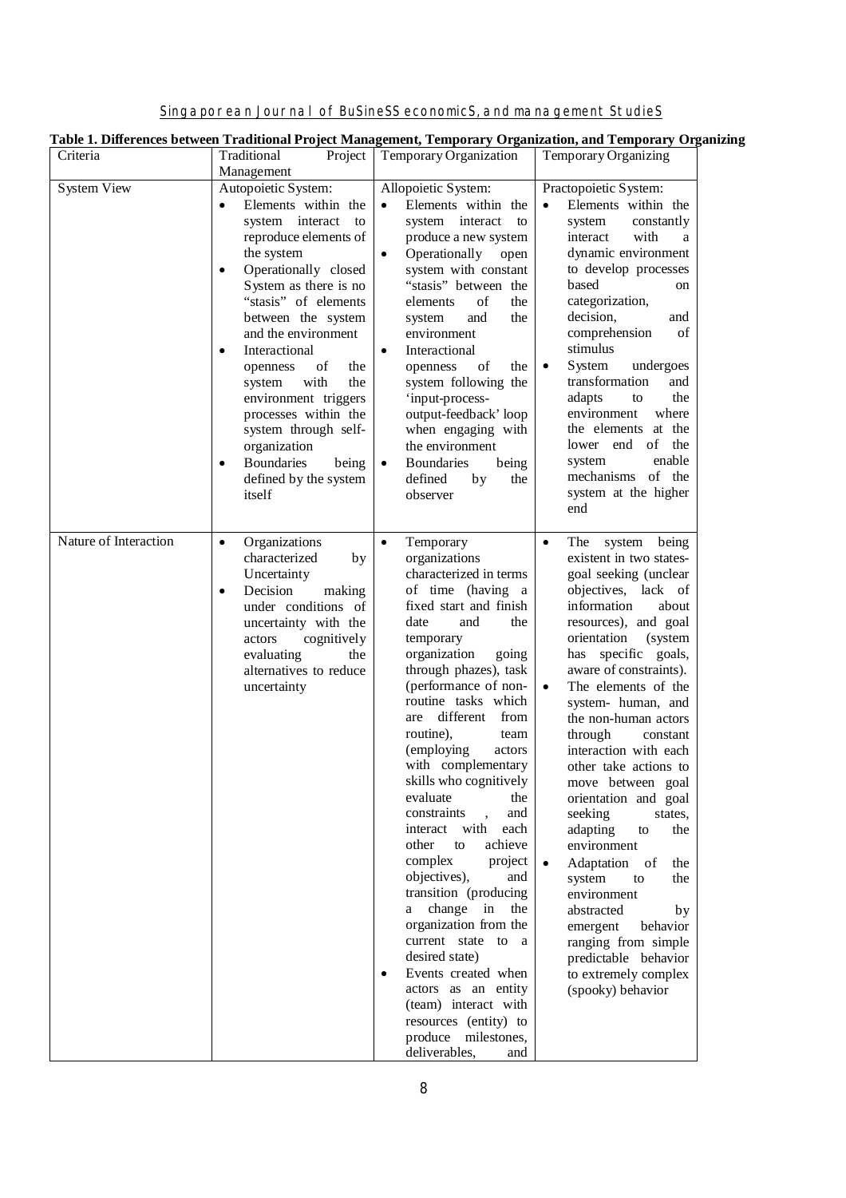**Table 1. Differences between Traditional Project Management, Temporary Organization, and Temporary Organizing**

| Criteria | Traditional Project Management | Temporary Organization | Temporary Organizing |
|---|---|---|---|
| System View | Autopoietic System: <br>• Elements within the system interact to reproduce elements of the system <br>• Operationally closed System as there is no "stasis" of elements between the system and the environment <br>• Interactional openness of the system with the environment triggers processes within the system through self-organization <br>• Boundaries being defined by the system itself | Allopoietic System: <br>• Elements within the system interact to produce a new system <br>• Operationally open system with constant "stasis" between the elements of the system and the environment <br>• Interactional openness of the system following the 'input-process-output-feedback' loop when engaging with the environment <br>• Boundaries being defined by the observer | Practopoietic System: <br>• Elements within the system constantly interact with a dynamic environment to develop processes based on categorization, decision, and comprehension of stimulus <br>• System undergoes transformation and adapts to the environment where the elements at the lower end of the system enable mechanisms of the system at the higher end |
| Nature of Interaction | • Organizations characterized by Uncertainty <br>• Decision making under conditions of uncertainty with the actors cognitively evaluating the alternatives to reduce uncertainty | • Temporary organizations characterized in terms of time (having a fixed start and finish date and the temporary organization going through phazes), task (performance of non-routine tasks which are different from routine), team (employing actors with complementary skills who cognitively evaluate the constraints , and interact with each other to achieve complex project objectives), and transition (producing a change in the organization from the current state to a desired state) <br>• Events created when actors as an entity (team) interact with resources (entity) to produce milestones, deliverables, and | • The system being existent in two states- goal seeking (unclear objectives, lack of information about resources), and goal orientation (system has specific goals, aware of constraints). <br>• The elements of the system- human, and the non-human actors through constant interaction with each other take actions to move between goal orientation and goal seeking states, adapting to the environment <br>• Adaptation of the system to the environment abstracted by emergent behavior ranging from simple predictable behavior to extremely complex (spooky) behavior |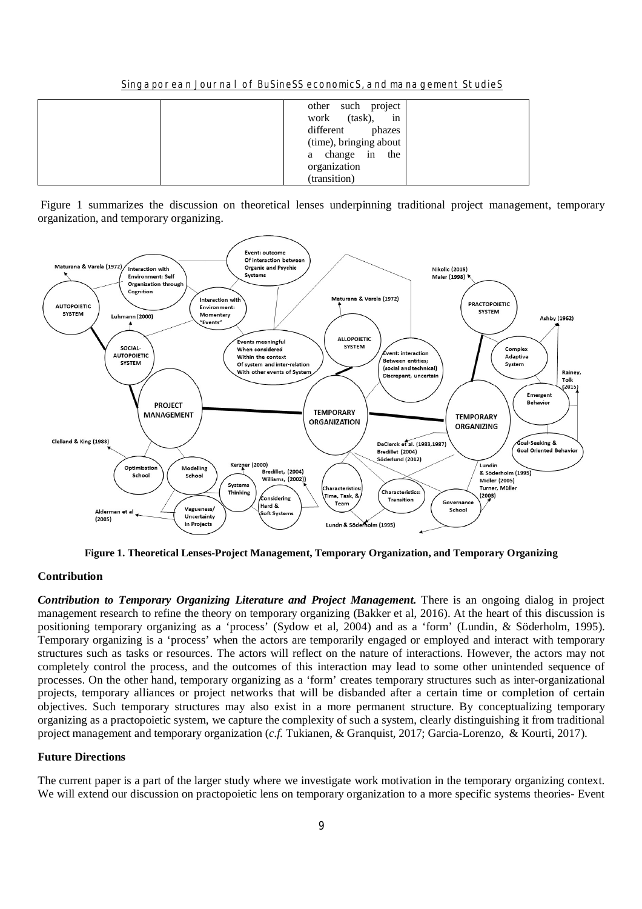|  |  | other such project work (task), in different phazes (time), bringing about a change in the organization (transition) |  |
|---|---|---|---|

Figure 1 summarizes the discussion on theoretical lenses underpinning traditional project management, temporary organization, and temporary organizing.

**Figure 1. Theoretical Lenses-Project Management, Temporary Organization, and Temporary Organizing**

### Contribution

***Contribution to Temporary Organizing Literature and Project Management.*** There is an ongoing dialog in project management research to refine the theory on temporary organizing (Bakker et al, 2016). At the heart of this discussion is positioning temporary organizing as a 'process' (Sydow et al, 2004) and as a 'form' (Lundin, & Söderholm, 1995). Temporary organizing is a 'process' when the actors are temporarily engaged or employed and interact with temporary structures such as tasks or resources. The actors will reflect on the nature of interactions. However, the actors may not completely control the process, and the outcomes of this interaction may lead to some other unintended sequence of processes. On the other hand, temporary organizing as a 'form' creates temporary structures such as inter-organizational projects, temporary alliances or project networks that will be disbanded after a certain time or completion of certain objectives. Such temporary structures may also exist in a more permanent structure. By conceptualizing temporary organizing as a practopoietic system, we capture the complexity of such a system, clearly distinguishing it from traditional project management and temporary organization (*c.f.* Tukianen, & Granquist, 2017; Garcia-Lorenzo, & Kourti, 2017).

### Future Directions

The current paper is a part of the larger study where we investigate work motivation in the temporary organizing context. We will extend our discussion on practopoietic lens on temporary organization to a more specific systems theories- Event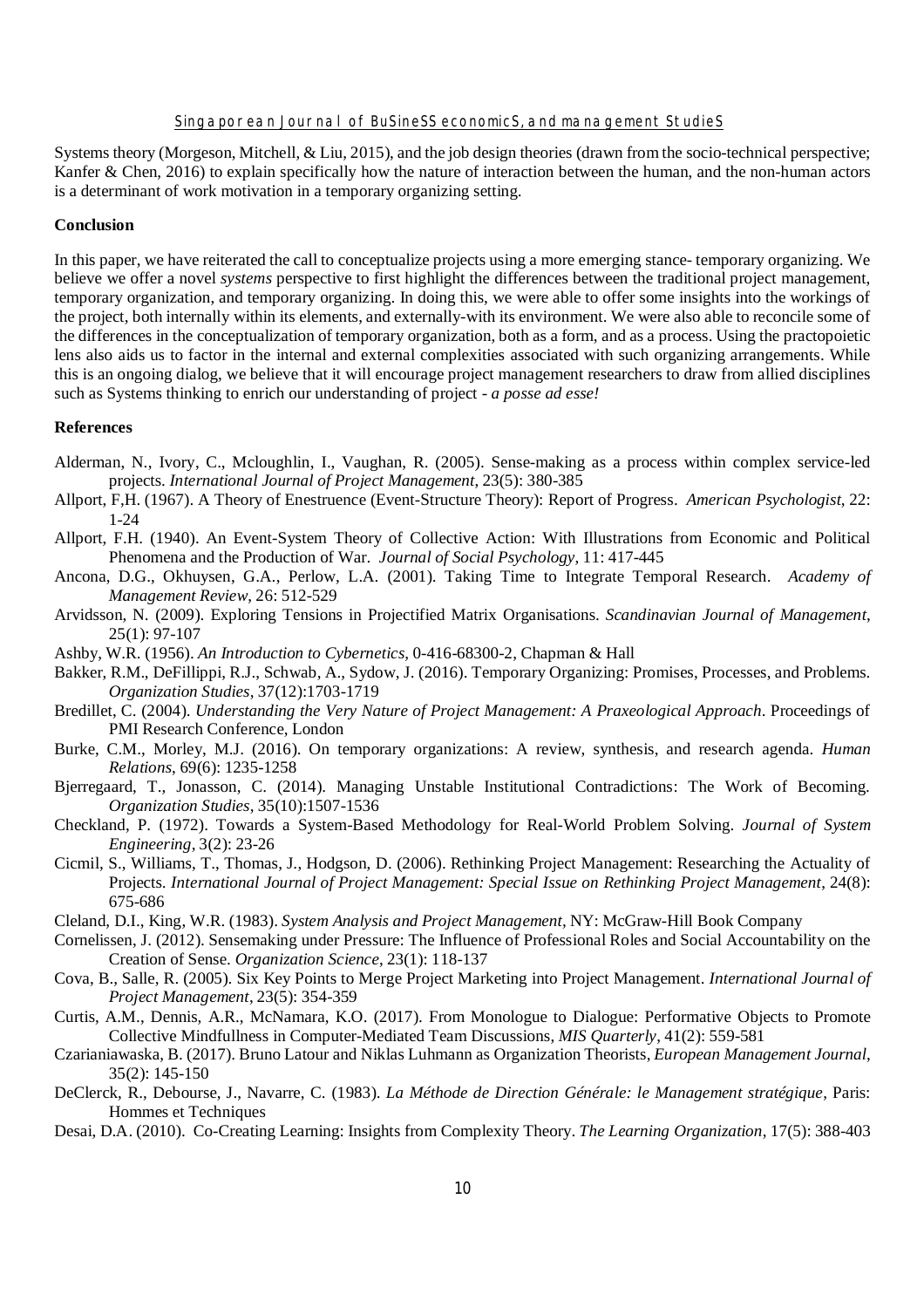Systems theory (Morgeson, Mitchell, & Liu, 2015), and the job design theories (drawn from the socio-technical perspective; Kanfer & Chen, 2016) to explain specifically how the nature of interaction between the human, and the non-human actors is a determinant of work motivation in a temporary organizing setting.

**Conclusion**

In this paper, we have reiterated the call to conceptualize projects using a more emerging stance- temporary organizing. We believe we offer a novel *systems* perspective to first highlight the differences between the traditional project management, temporary organization, and temporary organizing. In doing this, we were able to offer some insights into the workings of the project, both internally within its elements, and externally-with its environment. We were also able to reconcile some of the differences in the conceptualization of temporary organization, both as a form, and as a process. Using the practopoietic lens also aids us to factor in the internal and external complexities associated with such organizing arrangements. While this is an ongoing dialog, we believe that it will encourage project management researchers to draw from allied disciplines such as Systems thinking to enrich our understanding of project - *a posse ad esse!*

**References**

Alderman, N., Ivory, C., Mcloughlin, I., Vaughan, R. (2005). Sense-making as a process within complex service-led projects. *International Journal of Project Management*, 23(5): 380-385

Allport, F,H. (1967). A Theory of Enestruence (Event-Structure Theory): Report of Progress. *American Psychologist*, 22: 1-24

Allport, F.H. (1940). An Event-System Theory of Collective Action: With Illustrations from Economic and Political Phenomena and the Production of War. *Journal of Social Psychology*, 11: 417-445

Ancona, D.G., Okhuysen, G.A., Perlow, L.A. (2001). Taking Time to Integrate Temporal Research. *Academy of Management Review*, 26: 512-529

Arvidsson, N. (2009). Exploring Tensions in Projectified Matrix Organisations. *Scandinavian Journal of Management*, 25(1): 97-107

Ashby, W.R. (1956). *An Introduction to Cybernetics*, 0-416-68300-2, Chapman & Hall

Bakker, R.M., DeFillippi, R.J., Schwab, A., Sydow, J. (2016). Temporary Organizing: Promises, Processes, and Problems. *Organization Studies*, 37(12):1703-1719

Bredillet, C. (2004). *Understanding the Very Nature of Project Management: A Praxeological Approach*. Proceedings of PMI Research Conference, London

Burke, C.M., Morley, M.J. (2016). On temporary organizations: A review, synthesis, and research agenda. *Human Relations*, 69(6): 1235-1258

Bjerregaard, T., Jonasson, C. (2014). Managing Unstable Institutional Contradictions: The Work of Becoming. *Organization Studies*, 35(10):1507-1536

Checkland, P. (1972). Towards a System-Based Methodology for Real-World Problem Solving. *Journal of System Engineering*, 3(2): 23-26

Cicmil, S., Williams, T., Thomas, J., Hodgson, D. (2006). Rethinking Project Management: Researching the Actuality of Projects. *International Journal of Project Management: Special Issue on Rethinking Project Management*, 24(8): 675-686

Cleland, D.I., King, W.R. (1983). *System Analysis and Project Management*, NY: McGraw-Hill Book Company

Cornelissen, J. (2012). Sensemaking under Pressure: The Influence of Professional Roles and Social Accountability on the Creation of Sense. *Organization Science*, 23(1): 118-137

Cova, B., Salle, R. (2005). Six Key Points to Merge Project Marketing into Project Management. *International Journal of Project Management*, 23(5): 354-359

Curtis, A.M., Dennis, A.R., McNamara, K.O. (2017). From Monologue to Dialogue: Performative Objects to Promote Collective Mindfullness in Computer-Mediated Team Discussions, *MIS Quarterly*, 41(2): 559-581

Czarianiawaska, B. (2017). Bruno Latour and Niklas Luhmann as Organization Theorists, *European Management Journal*, 35(2): 145-150

DeClerck, R., Debourse, J., Navarre, C. (1983). *La Méthode de Direction Générale: le Management stratégique*, Paris: Hommes et Techniques

Desai, D.A. (2010). Co-Creating Learning: Insights from Complexity Theory. *The Learning Organization*, 17(5): 388-403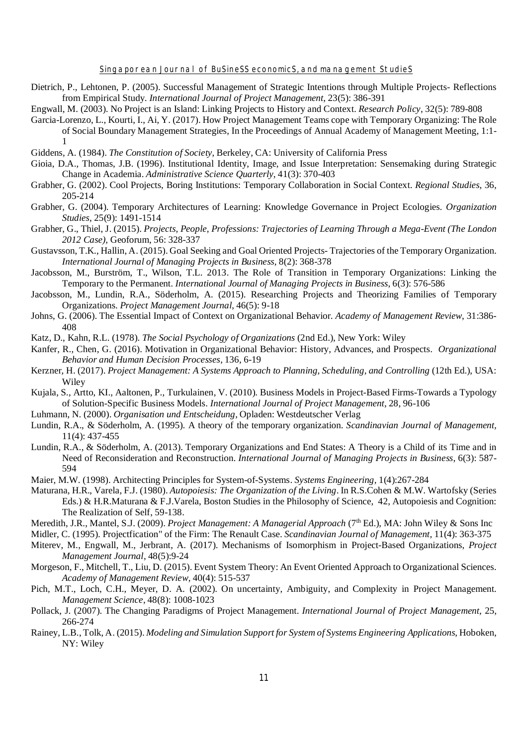Dietrich, P., Lehtonen, P. (2005). Successful Management of Strategic Intentions through Multiple Projects- Reflections from Empirical Study. *International Journal of Project Management*, 23(5): 386-391

Engwall, M. (2003). No Project is an Island: Linking Projects to History and Context. *Research Policy*, 32(5): 789-808

Garcia-Lorenzo, L., Kourti, I., Ai, Y. (2017). How Project Management Teams cope with Temporary Organizing: The Role of Social Boundary Management Strategies, In the Proceedings of Annual Academy of Management Meeting, 1:1-1

Giddens, A. (1984). *The Constitution of Society*, Berkeley, CA: University of California Press

Gioia, D.A., Thomas, J.B. (1996). Institutional Identity, Image, and Issue Interpretation: Sensemaking during Strategic Change in Academia. *Administrative Science Quarterly*, 41(3): 370-403

Grabher, G. (2002). Cool Projects, Boring Institutions: Temporary Collaboration in Social Context. *Regional Studies*, 36, 205-214

Grabher, G. (2004). Temporary Architectures of Learning: Knowledge Governance in Project Ecologies. *Organization Studies*, 25(9): 1491-1514

Grabher, G., Thiel, J. (2015). *Projects, People, Professions: Trajectories of Learning Through a Mega-Event (The London 2012 Case)*, Geoforum, 56: 328-337

Gustavsson, T.K., Hallin, A. (2015). Goal Seeking and Goal Oriented Projects- Trajectories of the Temporary Organization. *International Journal of Managing Projects in Business*, 8(2): 368-378

Jacobsson, M., Burström, T., Wilson, T.L. 2013. The Role of Transition in Temporary Organizations: Linking the Temporary to the Permanent. *International Journal of Managing Projects in Business*, 6(3): 576-586

Jacobsson, M., Lundin, R.A., Söderholm, A. (2015). Researching Projects and Theorizing Families of Temporary Organizations. *Project Management Journal*, 46(5): 9-18

Johns, G. (2006). The Essential Impact of Context on Organizational Behavior. *Academy of Management Review*, 31:386-408

Katz, D., Kahn, R.L. (1978). *The Social Psychology of Organizations* (2nd Ed.), New York: Wiley

Kanfer, R., Chen, G. (2016). Motivation in Organizational Behavior: History, Advances, and Prospects. *Organizational Behavior and Human Decision Processes*, 136, 6-19

Kerzner, H. (2017). *Project Management: A Systems Approach to Planning, Scheduling, and Controlling* (12th Ed.), USA: Wiley

Kujala, S., Artto, KI., Aaltonen, P., Turkulainen, V. (2010). Business Models in Project-Based Firms-Towards a Typology of Solution-Specific Business Models. *International Journal of Project Management*, 28, 96-106

Luhmann, N. (2000). *Organisation und Entscheidung*, Opladen: Westdeutscher Verlag

Lundin, R.A., & Söderholm, A. (1995). A theory of the temporary organization. *Scandinavian Journal of Management*, 11(4): 437-455

Lundin, R.A., & Söderholm, A. (2013). Temporary Organizations and End States: A Theory is a Child of its Time and in Need of Reconsideration and Reconstruction. *International Journal of Managing Projects in Business*, 6(3): 587-594

Maier, M.W. (1998). Architecting Principles for System-of-Systems. *Systems Engineering*, 1(4):267-284

Maturana, H.R., Varela, F.J. (1980). *Autopoiesis: The Organization of the Living*. In R.S.Cohen & M.W. Wartofsky (Series Eds.) & H.R.Maturana & F.J.Varela, Boston Studies in the Philosophy of Science, 42, Autopoiesis and Cognition: The Realization of Self, 59-138.

Meredith, J.R., Mantel, S.J. (2009). *Project Management: A Managerial Approach* (7th Ed.), MA: John Wiley & Sons Inc

Midler, C. (1995). Projectfication" of the Firm: The Renault Case. *Scandinavian Journal of Management*, 11(4): 363-375

Miterev, M., Engwall, M., Jerbrant, A. (2017). Mechanisms of Isomorphism in Project-Based Organizations, *Project Management Journal*, 48(5):9-24

Morgeson, F., Mitchell, T., Liu, D. (2015). Event System Theory: An Event Oriented Approach to Organizational Sciences. *Academy of Management Review*, 40(4): 515-537

Pich, M.T., Loch, C.H., Meyer, D. A. (2002). On uncertainty, Ambiguity, and Complexity in Project Management. *Management Science*, 48(8): 1008-1023

Pollack, J. (2007). The Changing Paradigms of Project Management. *International Journal of Project Management*, 25, 266-274

Rainey, L.B., Tolk, A. (2015). *Modeling and Simulation Support for System of Systems Engineering Applications*, Hoboken, NY: Wiley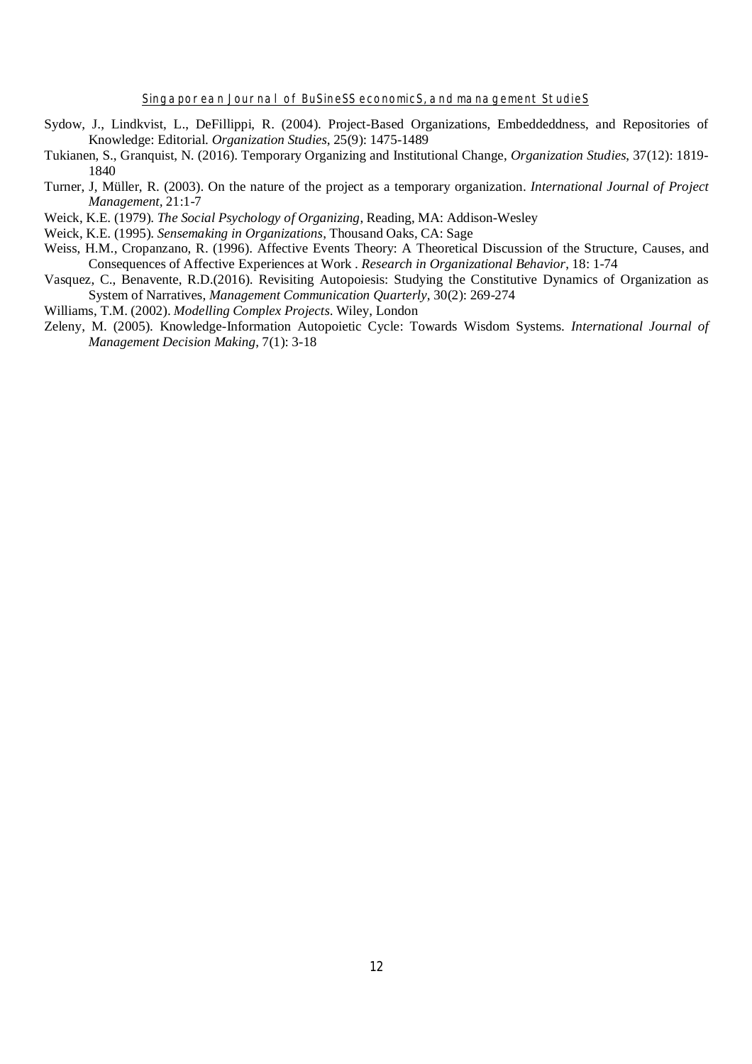Sydow, J., Lindkvist, L., DeFillippi, R. (2004). Project-Based Organizations, Embeddeddness, and Repositories of Knowledge: Editorial. *Organization Studies*, 25(9): 1475-1489

Tukianen, S., Granquist, N. (2016). Temporary Organizing and Institutional Change, *Organization Studies*, 37(12): 1819-1840

Turner, J, Müller, R. (2003). On the nature of the project as a temporary organization. *International Journal of Project Management*, 21:1-7

Weick, K.E. (1979). *The Social Psychology of Organizing*, Reading, MA: Addison-Wesley

Weick, K.E. (1995). *Sensemaking in Organizations*, Thousand Oaks, CA: Sage

Weiss, H.M., Cropanzano, R. (1996). Affective Events Theory: A Theoretical Discussion of the Structure, Causes, and Consequences of Affective Experiences at Work . *Research in Organizational Behavior*, 18: 1-74

Vasquez, C., Benavente, R.D.(2016). Revisiting Autopoiesis: Studying the Constitutive Dynamics of Organization as System of Narratives, *Management Communication Quarterly*, 30(2): 269-274

Williams, T.M. (2002). *Modelling Complex Projects*. Wiley, London

Zeleny, M. (2005). Knowledge-Information Autopoietic Cycle: Towards Wisdom Systems. *International Journal of Management Decision Making*, 7(1): 3-18